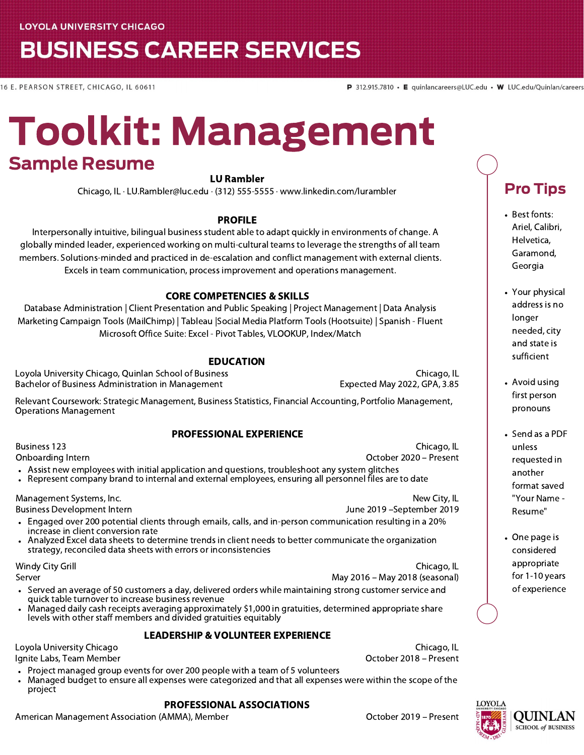LOYOLA UNIVERSITY CHICAGO

# BUSINESS CAREER SERVICES

16 E. PEARSON STREET, CHICAGO, IL 60611

**P** 312.915.7810 • **E** quinlancareers@LUC.edu • **W** LUC.edu/Quinlan/careers

# Toolkit: Management

## Sample Resume

**LU Rambler**

Chicago, IL · LU.Rambler@luc.edu · (312) 555-5555 · www.linkedin.com/lurambler

### PROFILE

Interpersonally intuitive, bilingual business student able to adapt quickly in environments of change. A globally minded leader, experienced working on multi-cultural teams to leverage the strengths of all team members. Solutions-minded and practiced in de-escalation and conflict management with external clients. Excels in team communication, process improvement and operations management.

### CORE COMPETENCIES & SKILLS

Database Administration | Client Presentation and Public Speaking | Project Management | Data Analysis
Marketing Campaign Tools (MailChimp) | Tableau |Social Media Platform Tools (Hootsuite) | Spanish - Fluent
Microsoft Office Suite: Excel - Pivot Tables, VLOOKUP, Index/Match

### EDUCATION

Loyola University Chicago, Quinlan School of Business — Chicago, IL
Bachelor of Business Administration in Management — Expected May 2022, GPA, 3.85

Relevant Coursework: Strategic Management, Business Statistics, Financial Accounting, Portfolio Management, Operations Management

### PROFESSIONAL EXPERIENCE

Business 123 — Chicago, IL
Onboarding Intern — October 2020 – Present

- Assist new employees with initial application and questions, troubleshoot any system glitches
- Represent company brand to internal and external employees, ensuring all personnel files are to date

Management Systems, Inc. — New City, IL
Business Development Intern — June 2019 –September 2019

- Engaged over 200 potential clients through emails, calls, and in-person communication resulting in a 20% increase in client conversion rate
- Analyzed Excel data sheets to determine trends in client needs to better communicate the organization strategy, reconciled data sheets with errors or inconsistencies

Windy City Grill — Chicago, IL
Server — May 2016 – May 2018 (seasonal)

- Served an average of 50 customers a day, delivered orders while maintaining strong customer service and quick table turnover to increase business revenue
- Managed daily cash receipts averaging approximately $1,000 in gratuities, determined appropriate share levels with other staff members and divided gratuities equitably

### LEADERSHIP & VOLUNTEER EXPERIENCE

Loyola University Chicago — Chicago, IL
Ignite Labs, Team Member — October 2018 – Present

- Project managed group events for over 200 people with a team of 5 volunteers
- Managed budget to ensure all expenses were categorized and that all expenses were within the scope of the project

### PROFESSIONAL ASSOCIATIONS

American Management Association (AMMA), Member — October 2019 – Present

## Pro Tips

- Best fonts: Ariel, Calibri, Helvetica, Garamond, Georgia
- Your physical address is no longer needed, city and state is sufficient
- Avoid using first person pronouns
- Send as a PDF unless requested in another format saved "Your Name - Resume"
- One page is considered appropriate for 1-10 years of experience

LOYOLA UNIVERSITY CHICAGO | QUINLAN SCHOOL of BUSINESS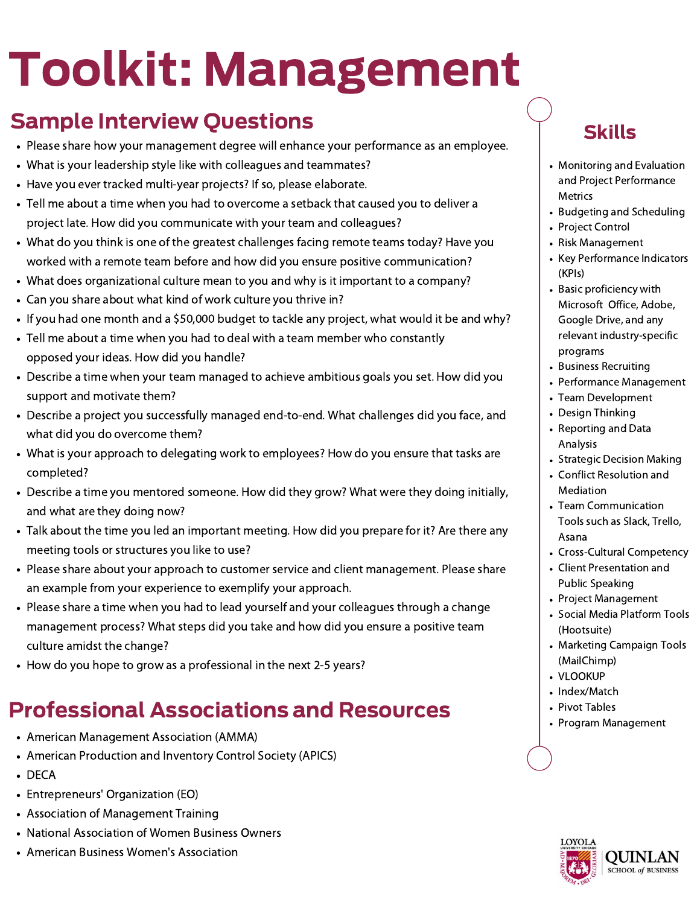# Toolkit: Management

## Sample Interview Questions

- Please share how your management degree will enhance your performance as an employee.
- What is your leadership style like with colleagues and teammates?
- Have you ever tracked multi-year projects? If so, please elaborate.
- Tell me about a time when you had to overcome a setback that caused you to deliver a project late. How did you communicate with your team and colleagues?
- What do you think is one of the greatest challenges facing remote teams today? Have you worked with a remote team before and how did you ensure positive communication?
- What does organizational culture mean to you and why is it important to a company?
- Can you share about what kind of work culture you thrive in?
- If you had one month and a $50,000 budget to tackle any project, what would it be and why?
- Tell me about a time when you had to deal with a team member who constantly opposed your ideas. How did you handle?
- Describe a time when your team managed to achieve ambitious goals you set. How did you support and motivate them?
- Describe a project you successfully managed end-to-end. What challenges did you face, and what did you do overcome them?
- What is your approach to delegating work to employees? How do you ensure that tasks are completed?
- Describe a time you mentored someone. How did they grow? What were they doing initially, and what are they doing now?
- Talk about the time you led an important meeting. How did you prepare for it? Are there any meeting tools or structures you like to use?
- Please share about your approach to customer service and client management. Please share an example from your experience to exemplify your approach.
- Please share a time when you had to lead yourself and your colleagues through a change management process? What steps did you take and how did you ensure a positive team culture amidst the change?
- How do you hope to grow as a professional in the next 2-5 years?

## Professional Associations and Resources

- American Management Association (AMMA)
- American Production and Inventory Control Society (APICS)
- DECA
- Entrepreneurs' Organization (EO)
- Association of Management Training
- National Association of Women Business Owners
- American Business Women's Association

## Skills

- Monitoring and Evaluation and Project Performance Metrics
- Budgeting and Scheduling
- Project Control
- Risk Management
- Key Performance Indicators (KPIs)
- Basic proficiency with Microsoft Office, Adobe, Google Drive, and any relevant industry-specific programs
- Business Recruiting
- Performance Management
- Team Development
- Design Thinking
- Reporting and Data Analysis
- Strategic Decision Making
- Conflict Resolution and Mediation
- Team Communication Tools such as Slack, Trello, Asana
- Cross-Cultural Competency
- Client Presentation and Public Speaking
- Project Management
- Social Media Platform Tools (Hootsuite)
- Marketing Campaign Tools (MailChimp)
- VLOOKUP
- Index/Match
- Pivot Tables
- Program Management

LOYOLA UNIVERSITY CHICAGO QUINLAN SCHOOL of BUSINESS